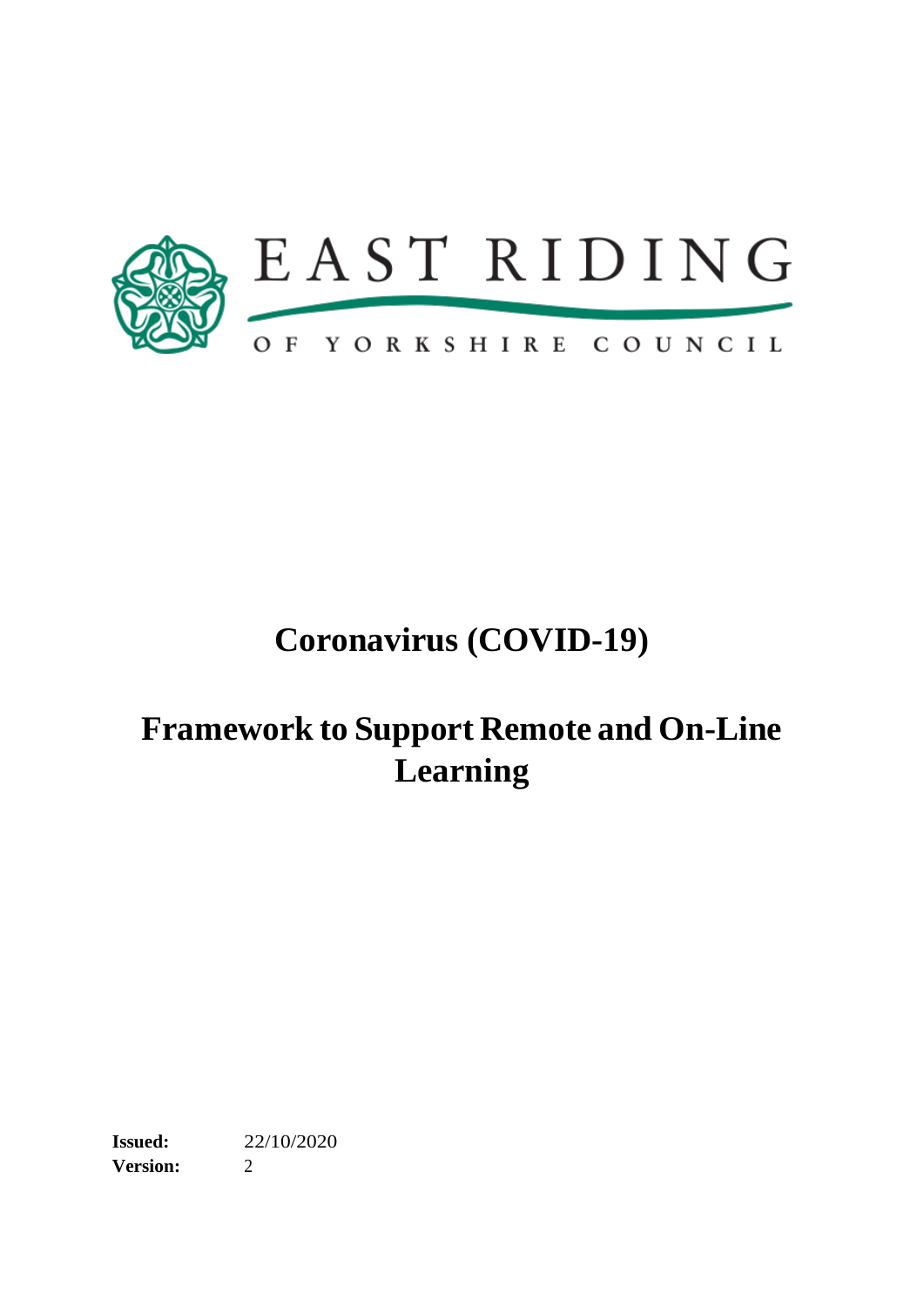EAST RIDING

OF YORKSHIRE COUNCIL

# Coronavirus (COVID-19)

# Framework to Support Remote and On-Line Learning

**Issued:** 22/10/2020
**Version:** 2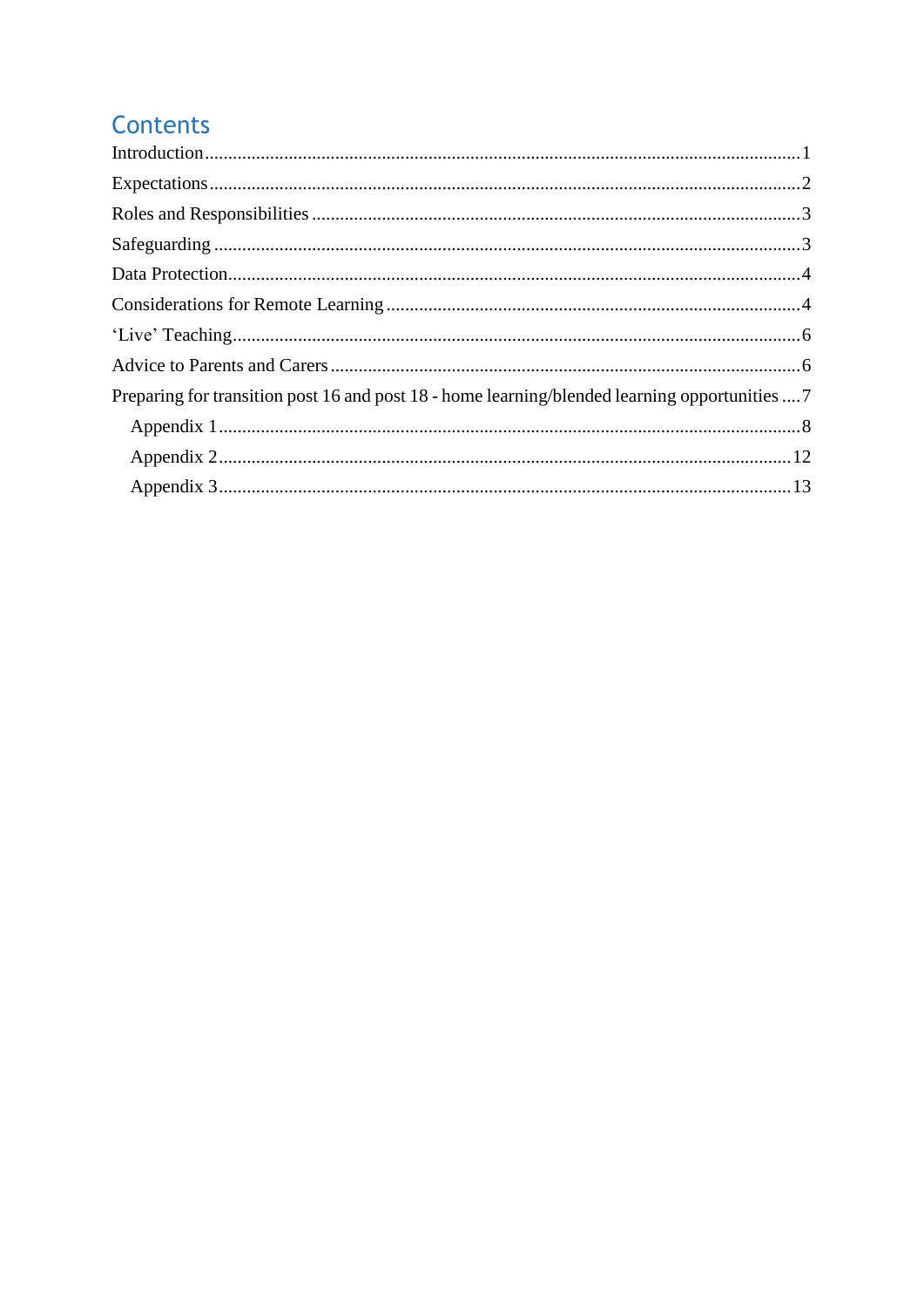# Contents

Introduction ..... 1

Expectations ..... 2

Roles and Responsibilities ..... 3

Safeguarding ..... 3

Data Protection ..... 4

Considerations for Remote Learning ..... 4

'Live' Teaching ..... 6

Advice to Parents and Carers ..... 6

Preparing for transition post 16 and post 18 - home learning/blended learning opportunities ..... 7

- Appendix 1 ..... 8
- Appendix 2 ..... 12
- Appendix 3 ..... 13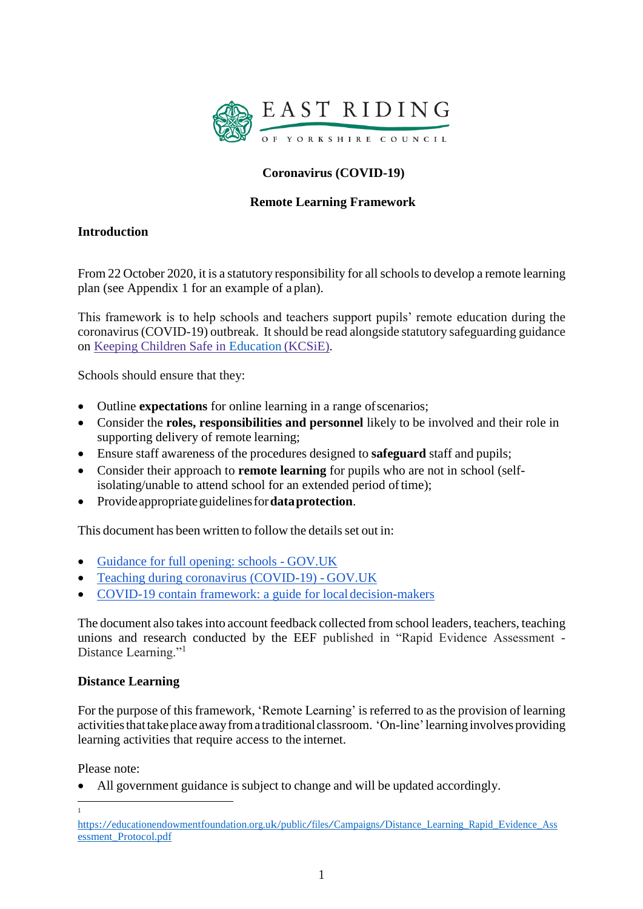EAST RIDING OF YORKSHIRE COUNCIL

**Coronavirus (COVID-19)**

**Remote Learning Framework**

## Introduction

From 22 October 2020, it is a statutory responsibility for all schools to develop a remote learning plan (see Appendix 1 for an example of a plan).

This framework is to help schools and teachers support pupils' remote education during the coronavirus (COVID-19) outbreak. It should be read alongside statutory safeguarding guidance on [Keeping Children Safe in Education (KCSiE)](Keeping Children Safe in Education (KCSiE)).

Schools should ensure that they:

- Outline **expectations** for online learning in a range of scenarios;
- Consider the **roles, responsibilities and personnel** likely to be involved and their role in supporting delivery of remote learning;
- Ensure staff awareness of the procedures designed to **safeguard** staff and pupils;
- Consider their approach to **remote learning** for pupils who are not in school (self-isolating/unable to attend school for an extended period of time);
- Provide appropriate guidelines for **data protection**.

This document has been written to follow the details set out in:

- Guidance for full opening: schools - GOV.UK
- Teaching during coronavirus (COVID-19) - GOV.UK
- COVID-19 contain framework: a guide for local decision-makers

The document also takes into account feedback collected from school leaders, teachers, teaching unions and research conducted by the EEF published in "Rapid Evidence Assessment - Distance Learning."[1]

## Distance Learning

For the purpose of this framework, 'Remote Learning' is referred to as the provision of learning activities that take place away from a traditional classroom. 'On-line' learning involves providing learning activities that require access to the internet.

Please note:

- All government guidance is subject to change and will be updated accordingly.

[1] https://educationendowmentfoundation.org.uk/public/files/Campaigns/Distance_Learning_Rapid_Evidence_Assessment_Protocol.pdf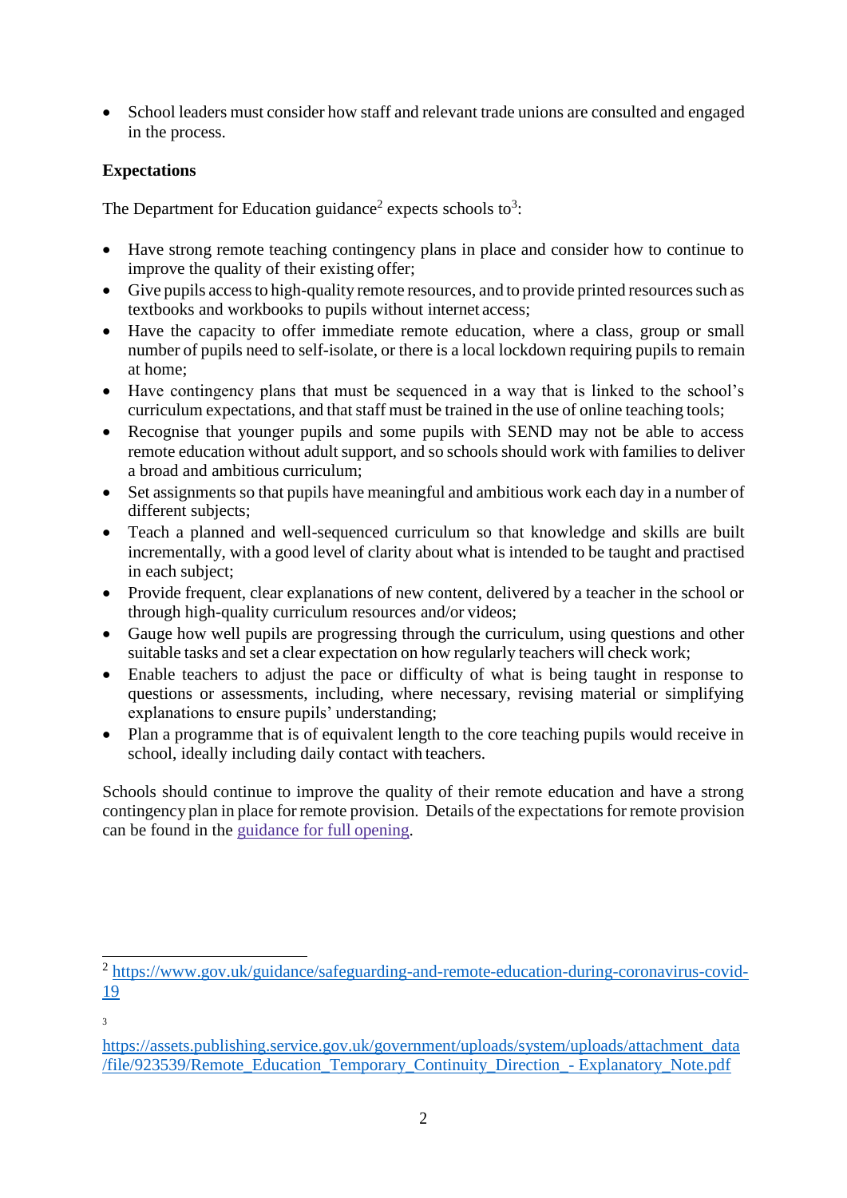- School leaders must consider how staff and relevant trade unions are consulted and engaged in the process.

**Expectations**

The Department for Education guidance[2] expects schools to[3]:

- Have strong remote teaching contingency plans in place and consider how to continue to improve the quality of their existing offer;
- Give pupils access to high-quality remote resources, and to provide printed resources such as textbooks and workbooks to pupils without internet access;
- Have the capacity to offer immediate remote education, where a class, group or small number of pupils need to self-isolate, or there is a local lockdown requiring pupils to remain at home;
- Have contingency plans that must be sequenced in a way that is linked to the school's curriculum expectations, and that staff must be trained in the use of online teaching tools;
- Recognise that younger pupils and some pupils with SEND may not be able to access remote education without adult support, and so schools should work with families to deliver a broad and ambitious curriculum;
- Set assignments so that pupils have meaningful and ambitious work each day in a number of different subjects;
- Teach a planned and well-sequenced curriculum so that knowledge and skills are built incrementally, with a good level of clarity about what is intended to be taught and practised in each subject;
- Provide frequent, clear explanations of new content, delivered by a teacher in the school or through high-quality curriculum resources and/or videos;
- Gauge how well pupils are progressing through the curriculum, using questions and other suitable tasks and set a clear expectation on how regularly teachers will check work;
- Enable teachers to adjust the pace or difficulty of what is being taught in response to questions or assessments, including, where necessary, revising material or simplifying explanations to ensure pupils' understanding;
- Plan a programme that is of equivalent length to the core teaching pupils would receive in school, ideally including daily contact with teachers.

Schools should continue to improve the quality of their remote education and have a strong contingency plan in place for remote provision. Details of the expectations for remote provision can be found in the guidance for full opening.

---

[2] https://www.gov.uk/guidance/safeguarding-and-remote-education-during-coronavirus-covid-19

[3] https://assets.publishing.service.gov.uk/government/uploads/system/uploads/attachment_data/file/923539/Remote_Education_Temporary_Continuity_Direction_-_Explanatory_Note.pdf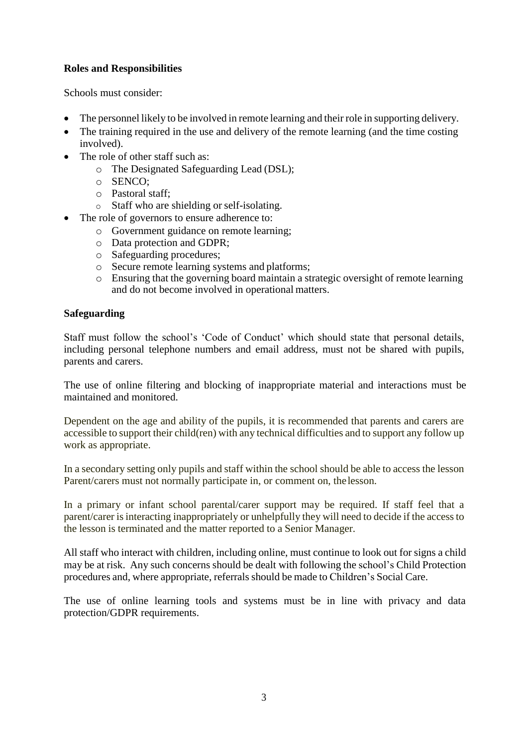**Roles and Responsibilities**

Schools must consider:

- The personnel likely to be involved in remote learning and their role in supporting delivery.
- The training required in the use and delivery of the remote learning (and the time costing involved).
- The role of other staff such as:
  - The Designated Safeguarding Lead (DSL);
  - SENCO;
  - Pastoral staff;
  - Staff who are shielding or self-isolating.
- The role of governors to ensure adherence to:
  - Government guidance on remote learning;
  - Data protection and GDPR;
  - Safeguarding procedures;
  - Secure remote learning systems and platforms;
  - Ensuring that the governing board maintain a strategic oversight of remote learning and do not become involved in operational matters.

**Safeguarding**

Staff must follow the school's 'Code of Conduct' which should state that personal details, including personal telephone numbers and email address, must not be shared with pupils, parents and carers.

The use of online filtering and blocking of inappropriate material and interactions must be maintained and monitored.

Dependent on the age and ability of the pupils, it is recommended that parents and carers are accessible to support their child(ren) with any technical difficulties and to support any follow up work as appropriate.

In a secondary setting only pupils and staff within the school should be able to access the lesson Parent/carers must not normally participate in, or comment on, the lesson.

In a primary or infant school parental/carer support may be required. If staff feel that a parent/carer is interacting inappropriately or unhelpfully they will need to decide if the access to the lesson is terminated and the matter reported to a Senior Manager.

All staff who interact with children, including online, must continue to look out for signs a child may be at risk. Any such concerns should be dealt with following the school's Child Protection procedures and, where appropriate, referrals should be made to Children's Social Care.

The use of online learning tools and systems must be in line with privacy and data protection/GDPR requirements.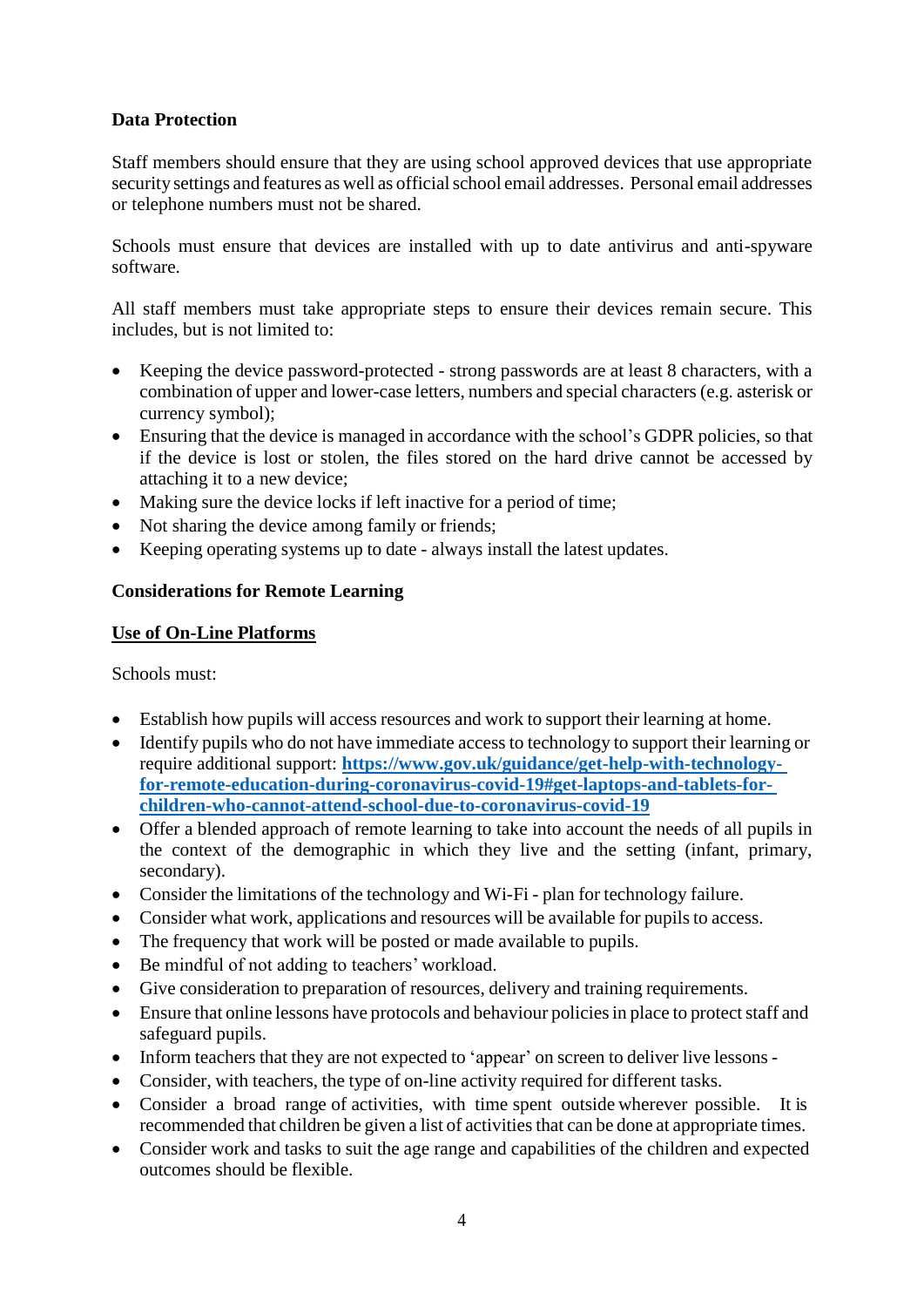**Data Protection**

Staff members should ensure that they are using school approved devices that use appropriate security settings and features as well as official school email addresses. Personal email addresses or telephone numbers must not be shared.

Schools must ensure that devices are installed with up to date antivirus and anti-spyware software.

All staff members must take appropriate steps to ensure their devices remain secure. This includes, but is not limited to:

- Keeping the device password-protected - strong passwords are at least 8 characters, with a combination of upper and lower-case letters, numbers and special characters (e.g. asterisk or currency symbol);
- Ensuring that the device is managed in accordance with the school's GDPR policies, so that if the device is lost or stolen, the files stored on the hard drive cannot be accessed by attaching it to a new device;
- Making sure the device locks if left inactive for a period of time;
- Not sharing the device among family or friends;
- Keeping operating systems up to date - always install the latest updates.

**Considerations for Remote Learning**

**Use of On-Line Platforms**

Schools must:

- Establish how pupils will access resources and work to support their learning at home.
- Identify pupils who do not have immediate access to technology to support their learning or require additional support: [https://www.gov.uk/guidance/get-help-with-technology-for-remote-education-during-coronavirus-covid-19#get-laptops-and-tablets-for-children-who-cannot-attend-school-due-to-coronavirus-covid-19](https://www.gov.uk/guidance/get-help-with-technology-for-remote-education-during-coronavirus-covid-19#get-laptops-and-tablets-for-children-who-cannot-attend-school-due-to-coronavirus-covid-19)
- Offer a blended approach of remote learning to take into account the needs of all pupils in the context of the demographic in which they live and the setting (infant, primary, secondary).
- Consider the limitations of the technology and Wi-Fi - plan for technology failure.
- Consider what work, applications and resources will be available for pupils to access.
- The frequency that work will be posted or made available to pupils.
- Be mindful of not adding to teachers' workload.
- Give consideration to preparation of resources, delivery and training requirements.
- Ensure that online lessons have protocols and behaviour policies in place to protect staff and safeguard pupils.
- Inform teachers that they are not expected to 'appear' on screen to deliver live lessons -
- Consider, with teachers, the type of on-line activity required for different tasks.
- Consider a broad range of activities, with time spent outside wherever possible. It is recommended that children be given a list of activities that can be done at appropriate times.
- Consider work and tasks to suit the age range and capabilities of the children and expected outcomes should be flexible.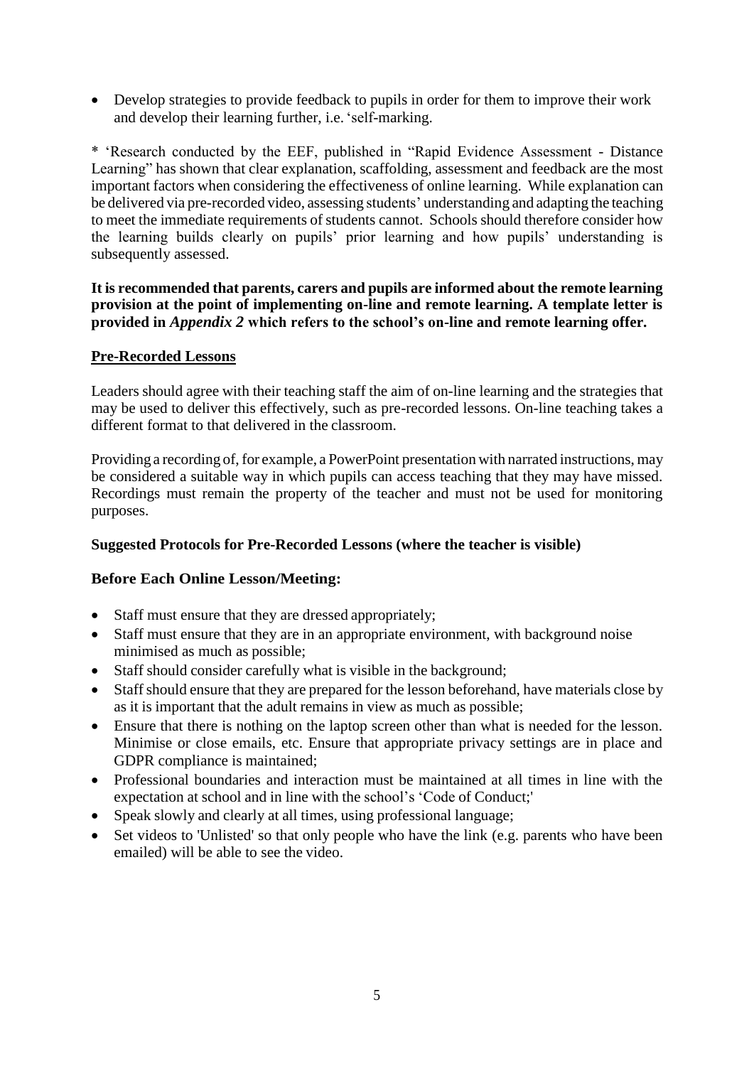- Develop strategies to provide feedback to pupils in order for them to improve their work and develop their learning further, i.e. 'self-marking.

* 'Research conducted by the EEF, published in "Rapid Evidence Assessment - Distance Learning" has shown that clear explanation, scaffolding, assessment and feedback are the most important factors when considering the effectiveness of online learning. While explanation can be delivered via pre-recorded video, assessing students' understanding and adapting the teaching to meet the immediate requirements of students cannot. Schools should therefore consider how the learning builds clearly on pupils' prior learning and how pupils' understanding is subsequently assessed.

**It is recommended that parents, carers and pupils are informed about the remote learning provision at the point of implementing on-line and remote learning. A template letter is provided in *Appendix 2* which refers to the school's on-line and remote learning offer.**

## Pre-Recorded Lessons

Leaders should agree with their teaching staff the aim of on-line learning and the strategies that may be used to deliver this effectively, such as pre-recorded lessons. On-line teaching takes a different format to that delivered in the classroom.

Providing a recording of, for example, a PowerPoint presentation with narrated instructions, may be considered a suitable way in which pupils can access teaching that they may have missed. Recordings must remain the property of the teacher and must not be used for monitoring purposes.

### Suggested Protocols for Pre-Recorded Lessons (where the teacher is visible)

### Before Each Online Lesson/Meeting:

- Staff must ensure that they are dressed appropriately;
- Staff must ensure that they are in an appropriate environment, with background noise minimised as much as possible;
- Staff should consider carefully what is visible in the background;
- Staff should ensure that they are prepared for the lesson beforehand, have materials close by as it is important that the adult remains in view as much as possible;
- Ensure that there is nothing on the laptop screen other than what is needed for the lesson. Minimise or close emails, etc. Ensure that appropriate privacy settings are in place and GDPR compliance is maintained;
- Professional boundaries and interaction must be maintained at all times in line with the expectation at school and in line with the school's 'Code of Conduct;'
- Speak slowly and clearly at all times, using professional language;
- Set videos to 'Unlisted' so that only people who have the link (e.g. parents who have been emailed) will be able to see the video.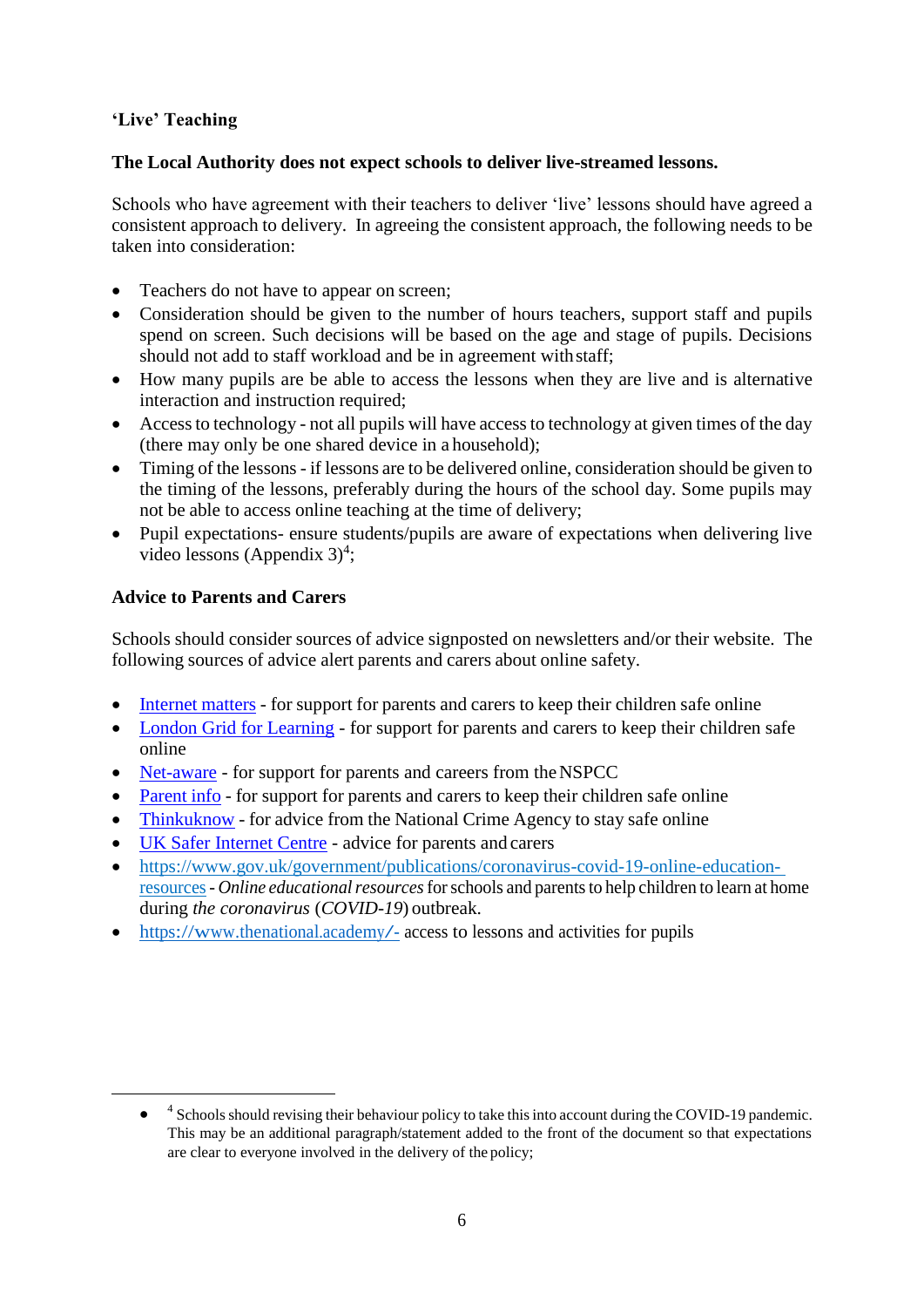**'Live' Teaching**

**The Local Authority does not expect schools to deliver live-streamed lessons.**

Schools who have agreement with their teachers to deliver 'live' lessons should have agreed a consistent approach to delivery. In agreeing the consistent approach, the following needs to be taken into consideration:

- Teachers do not have to appear on screen;
- Consideration should be given to the number of hours teachers, support staff and pupils spend on screen. Such decisions will be based on the age and stage of pupils. Decisions should not add to staff workload and be in agreement with staff;
- How many pupils are be able to access the lessons when they are live and is alternative interaction and instruction required;
- Access to technology - not all pupils will have access to technology at given times of the day (there may only be one shared device in a household);
- Timing of the lessons - if lessons are to be delivered online, consideration should be given to the timing of the lessons, preferably during the hours of the school day. Some pupils may not be able to access online teaching at the time of delivery;
- Pupil expectations- ensure students/pupils are aware of expectations when delivering live video lessons (Appendix 3)[4];

**Advice to Parents and Carers**

Schools should consider sources of advice signposted on newsletters and/or their website. The following sources of advice alert parents and carers about online safety.

- Internet matters - for support for parents and carers to keep their children safe online
- London Grid for Learning - for support for parents and carers to keep their children safe online
- Net-aware - for support for parents and careers from the NSPCC
- Parent info - for support for parents and carers to keep their children safe online
- Thinkuknow - for advice from the National Crime Agency to stay safe online
- UK Safer Internet Centre - advice for parents and carers
- https://www.gov.uk/government/publications/coronavirus-covid-19-online-education-resources - *Online educational resources* for schools and parents to help children to learn at home during *the coronavirus* (*COVID-19*) outbreak.
- https://www.thenational.academy/- access to lessons and activities for pupils

---

- [4] Schools should revising their behaviour policy to take this into account during the COVID-19 pandemic. This may be an additional paragraph/statement added to the front of the document so that expectations are clear to everyone involved in the delivery of the policy;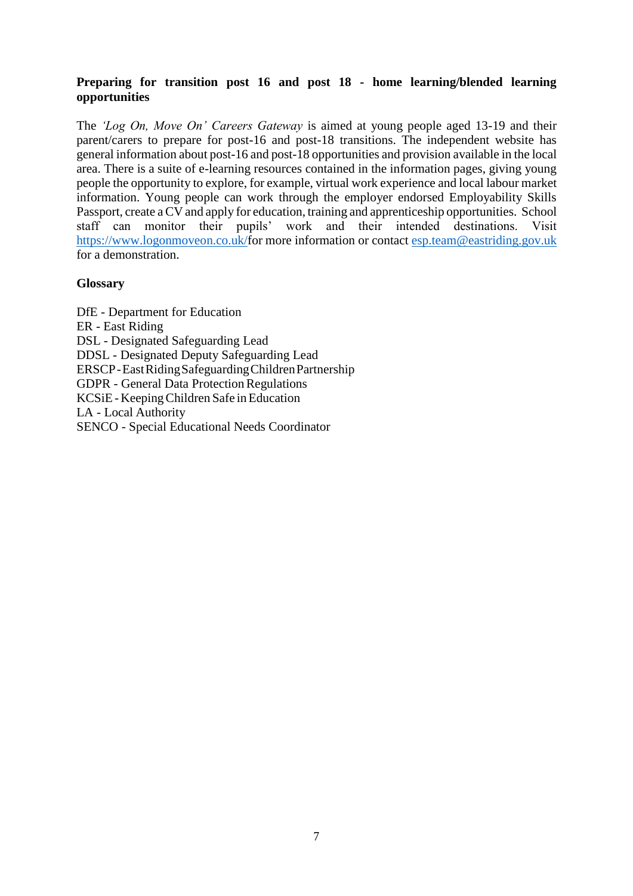**Preparing for transition post 16 and post 18 - home learning/blended learning opportunities**

The *'Log On, Move On' Careers Gateway* is aimed at young people aged 13-19 and their parent/carers to prepare for post-16 and post-18 transitions. The independent website has general information about post-16 and post-18 opportunities and provision available in the local area. There is a suite of e-learning resources contained in the information pages, giving young people the opportunity to explore, for example, virtual work experience and local labour market information. Young people can work through the employer endorsed Employability Skills Passport, create a CV and apply for education, training and apprenticeship opportunities. School staff can monitor their pupils' work and their intended destinations. Visit [https://www.logonmoveon.co.uk/](https://www.logonmoveon.co.uk/)for more information or contact [esp.team@eastriding.gov.uk](mailto:esp.team@eastriding.gov.uk) for a demonstration.

**Glossary**

DfE - Department for Education
ER - East Riding
DSL - Designated Safeguarding Lead
DDSL - Designated Deputy Safeguarding Lead
ERSCP - East Riding Safeguarding Children Partnership
GDPR - General Data Protection Regulations
KCSiE - Keeping Children Safe in Education
LA - Local Authority
SENCO - Special Educational Needs Coordinator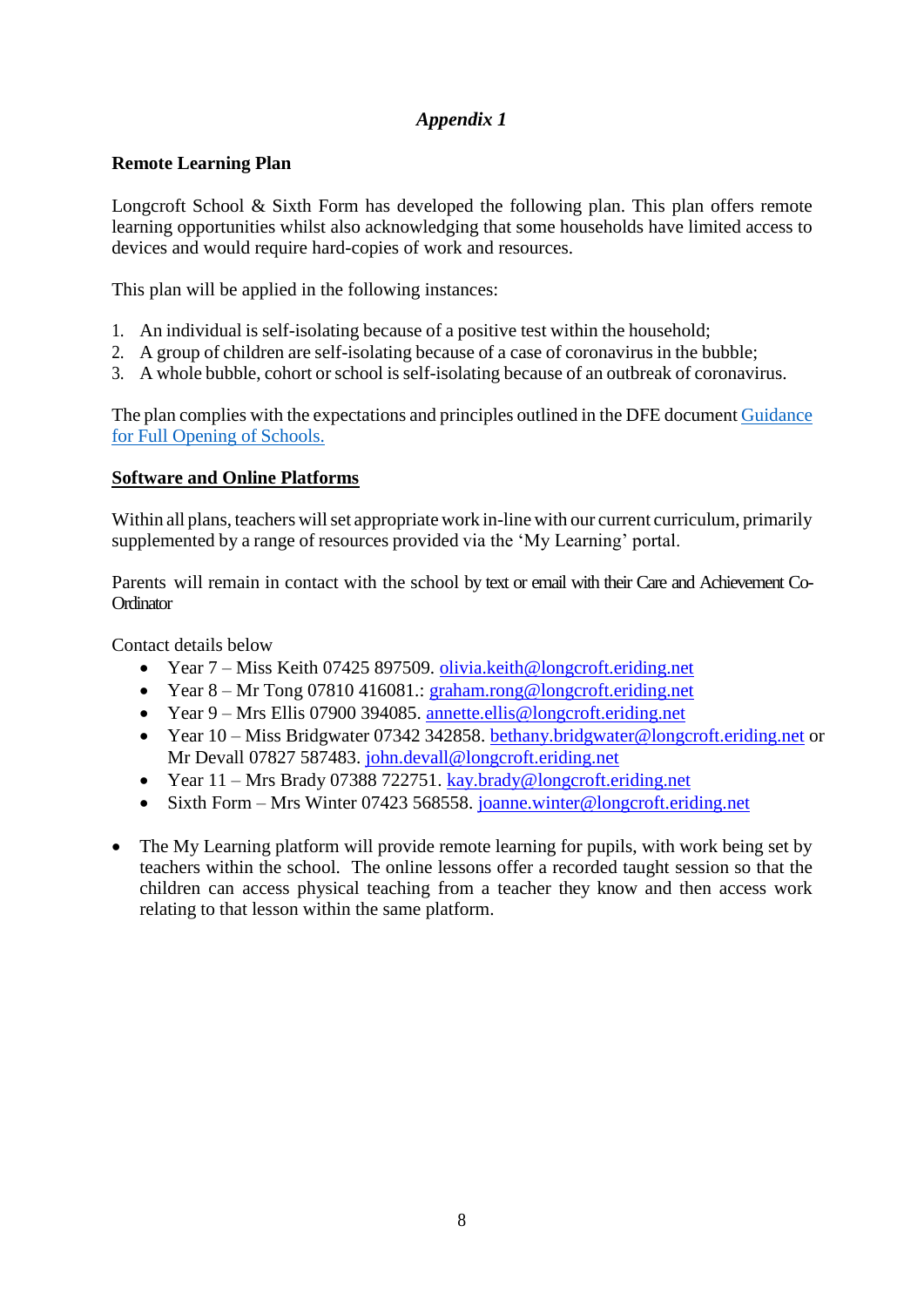*Appendix 1*

**Remote Learning Plan**

Longcroft School & Sixth Form has developed the following plan. This plan offers remote learning opportunities whilst also acknowledging that some households have limited access to devices and would require hard-copies of work and resources.

This plan will be applied in the following instances:

1. An individual is self-isolating because of a positive test within the household;
2. A group of children are self-isolating because of a case of coronavirus in the bubble;
3. A whole bubble, cohort or school is self-isolating because of an outbreak of coronavirus.

The plan complies with the expectations and principles outlined in the DFE document Guidance for Full Opening of Schools.

**Software and Online Platforms**

Within all plans, teachers will set appropriate work in-line with our current curriculum, primarily supplemented by a range of resources provided via the 'My Learning' portal.

Parents will remain in contact with the school by text or email with their Care and Achievement Co-Ordinator

Contact details below

- Year 7 – Miss Keith 07425 897509. olivia.keith@longcroft.eriding.net
- Year 8 – Mr Tong 07810 416081.: graham.rong@longcroft.eriding.net
- Year 9 – Mrs Ellis 07900 394085. annette.ellis@longcroft.eriding.net
- Year 10 – Miss Bridgwater 07342 342858. bethany.bridgwater@longcroft.eriding.net or Mr Devall 07827 587483. john.devall@longcroft.eriding.net
- Year 11 – Mrs Brady 07388 722751. kay.brady@longcroft.eriding.net
- Sixth Form – Mrs Winter 07423 568558. joanne.winter@longcroft.eriding.net

- The My Learning platform will provide remote learning for pupils, with work being set by teachers within the school. The online lessons offer a recorded taught session so that the children can access physical teaching from a teacher they know and then access work relating to that lesson within the same platform.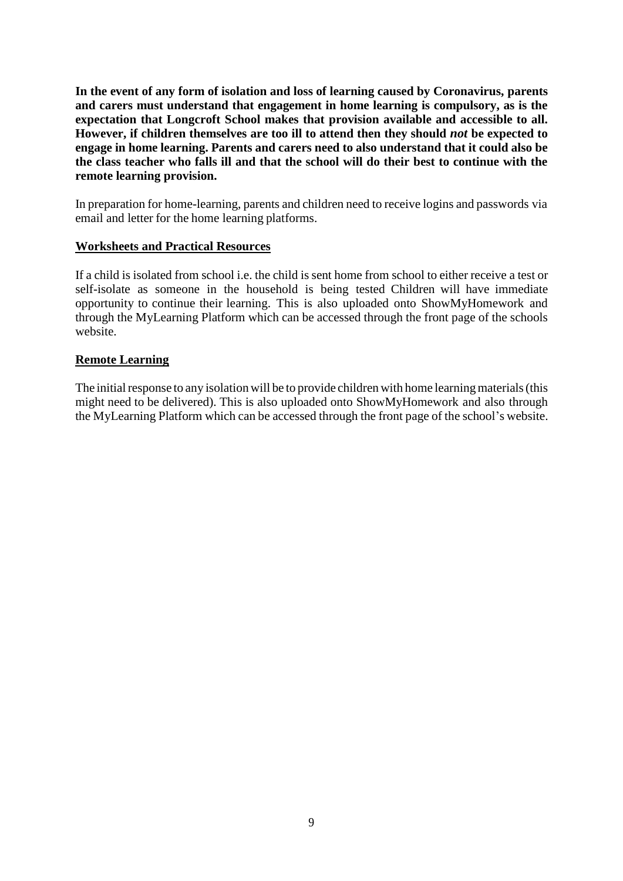**In the event of any form of isolation and loss of learning caused by Coronavirus, parents and carers must understand that engagement in home learning is compulsory, as is the expectation that Longcroft School makes that provision available and accessible to all. However, if children themselves are too ill to attend then they should *not* be expected to engage in home learning. Parents and carers need to also understand that it could also be the class teacher who falls ill and that the school will do their best to continue with the remote learning provision.**

In preparation for home-learning, parents and children need to receive logins and passwords via email and letter for the home learning platforms.

## Worksheets and Practical Resources

If a child is isolated from school i.e. the child is sent home from school to either receive a test or self-isolate as someone in the household is being tested Children will have immediate opportunity to continue their learning. This is also uploaded onto ShowMyHomework and through the MyLearning Platform which can be accessed through the front page of the schools website.

## Remote Learning

The initial response to any isolation will be to provide children with home learning materials (this might need to be delivered). This is also uploaded onto ShowMyHomework and also through the MyLearning Platform which can be accessed through the front page of the school's website.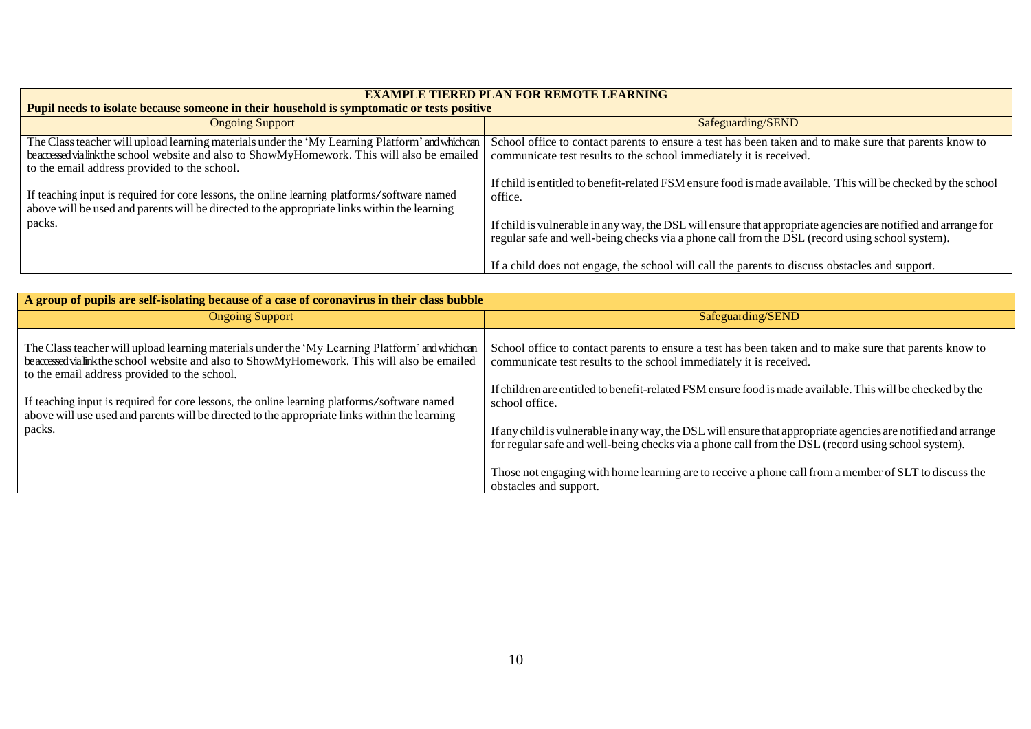| EXAMPLE TIERED PLAN FOR REMOTE LEARNING | |
|---|---|
| **Pupil needs to isolate because someone in their household is symptomatic or tests positive** | |
| Ongoing Support | Safeguarding/SEND |
| The Class teacher will upload learning materials under the 'My Learning Platform' and which can be accessed via link the school website and also to ShowMyHomework. This will also be emailed to the email address provided to the school.<br><br>If teaching input is required for core lessons, the online learning platforms/software named above will be used and parents will be directed to the appropriate links within the learning packs. | School office to contact parents to ensure a test has been taken and to make sure that parents know to communicate test results to the school immediately it is received.<br><br>If child is entitled to benefit-related FSM ensure food is made available. This will be checked by the school office.<br><br>If child is vulnerable in any way, the DSL will ensure that appropriate agencies are notified and arrange for regular safe and well-being checks via a phone call from the DSL (record using school system).<br><br>If a child does not engage, the school will call the parents to discuss obstacles and support. |

| A group of pupils are self-isolating because of a case of coronavirus in their class bubble | |
|---|---|
| Ongoing Support | Safeguarding/SEND |
| The Class teacher will upload learning materials under the 'My Learning Platform' and which can be accessed via link the school website and also to ShowMyHomework. This will also be emailed to the email address provided to the school.<br><br>If teaching input is required for core lessons, the online learning platforms/software named above will use used and parents will be directed to the appropriate links within the learning packs. | School office to contact parents to ensure a test has been taken and to make sure that parents know to communicate test results to the school immediately it is received.<br><br>If children are entitled to benefit-related FSM ensure food is made available. This will be checked by the school office.<br><br>If any child is vulnerable in any way, the DSL will ensure that appropriate agencies are notified and arrange for regular safe and well-being checks via a phone call from the DSL (record using school system).<br><br>Those not engaging with home learning are to receive a phone call from a member of SLT to discuss the obstacles and support. |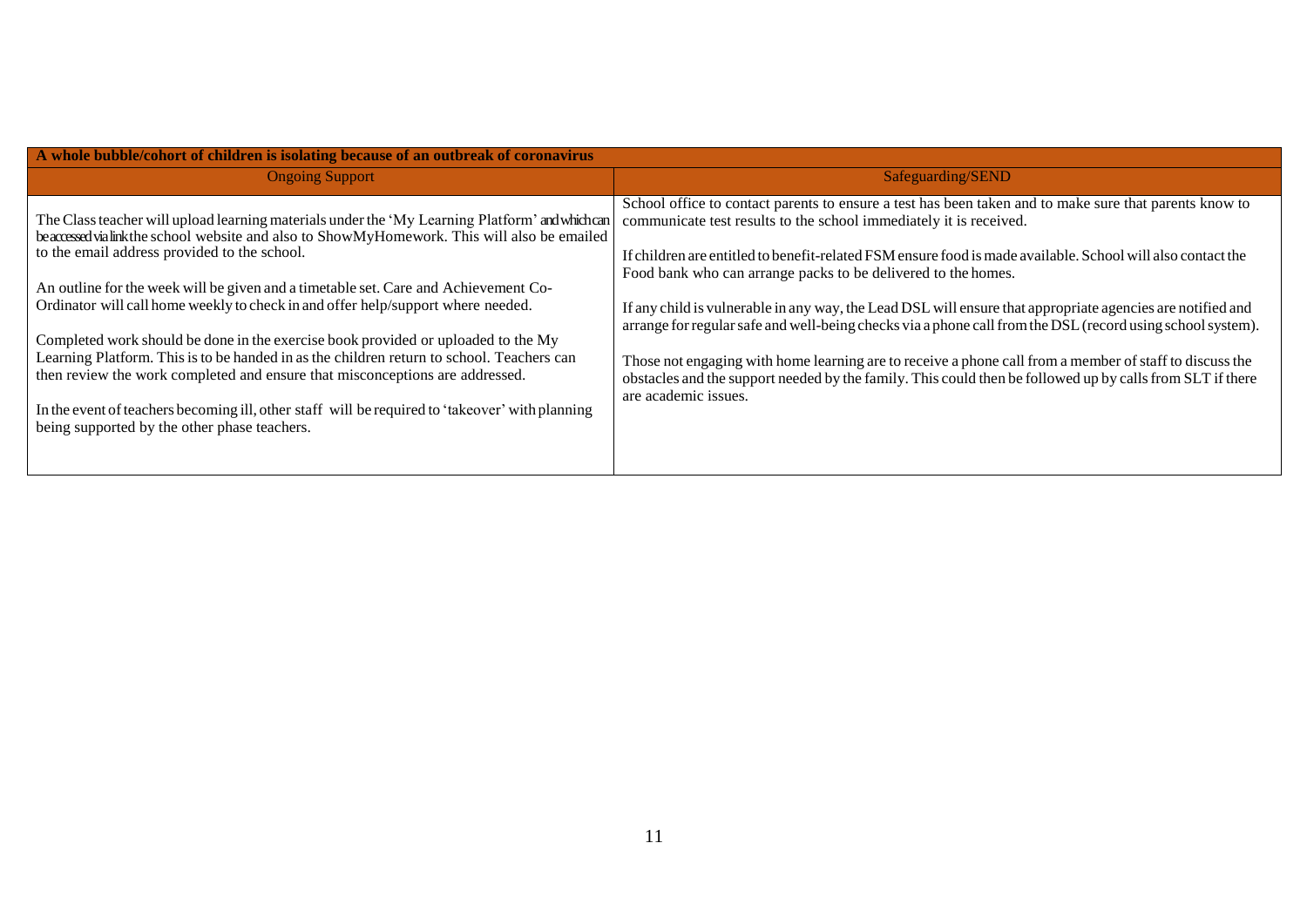| A whole bubble/cohort of children is isolating because of an outbreak of coronavirus | |
|---|---|
| **Ongoing Support** | **Safeguarding/SEND** |
| The Class teacher will upload learning materials under the 'My Learning Platform' and which can be accessed via link the school website and also to ShowMyHomework. This will also be emailed to the email address provided to the school.<br><br>An outline for the week will be given and a timetable set. Care and Achievement Co-Ordinator will call home weekly to check in and offer help/support where needed.<br><br>Completed work should be done in the exercise book provided or uploaded to the My Learning Platform. This is to be handed in as the children return to school. Teachers can then review the work completed and ensure that misconceptions are addressed.<br><br>In the event of teachers becoming ill, other staff will be required to 'takeover' with planning being supported by the other phase teachers. | School office to contact parents to ensure a test has been taken and to make sure that parents know to communicate test results to the school immediately it is received.<br><br>If children are entitled to benefit-related FSM ensure food is made available. School will also contact the Food bank who can arrange packs to be delivered to the homes.<br><br>If any child is vulnerable in any way, the Lead DSL will ensure that appropriate agencies are notified and arrange for regular safe and well-being checks via a phone call from the DSL (record using school system).<br><br>Those not engaging with home learning are to receive a phone call from a member of staff to discuss the obstacles and the support needed by the family. This could then be followed up by calls from SLT if there are academic issues. |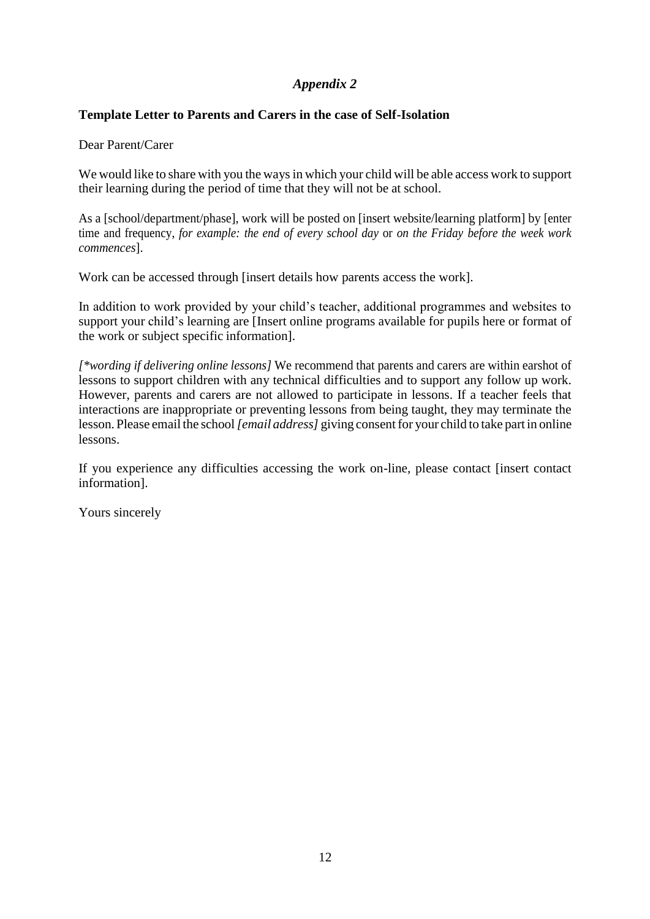## *Appendix 2*

**Template Letter to Parents and Carers in the case of Self-Isolation**

Dear Parent/Carer

We would like to share with you the ways in which your child will be able access work to support their learning during the period of time that they will not be at school.

As a [school/department/phase], work will be posted on [insert website/learning platform] by [enter time and frequency, *for example: the end of every school day* or *on the Friday before the week work commences*].

Work can be accessed through [insert details how parents access the work].

In addition to work provided by your child's teacher, additional programmes and websites to support your child's learning are [Insert online programs available for pupils here or format of the work or subject specific information].

*[*wording if delivering online lessons]* We recommend that parents and carers are within earshot of lessons to support children with any technical difficulties and to support any follow up work. However, parents and carers are not allowed to participate in lessons. If a teacher feels that interactions are inappropriate or preventing lessons from being taught, they may terminate the lesson. Please email the school *[email address]* giving consent for your child to take part in online lessons.

If you experience any difficulties accessing the work on-line, please contact [insert contact information].

Yours sincerely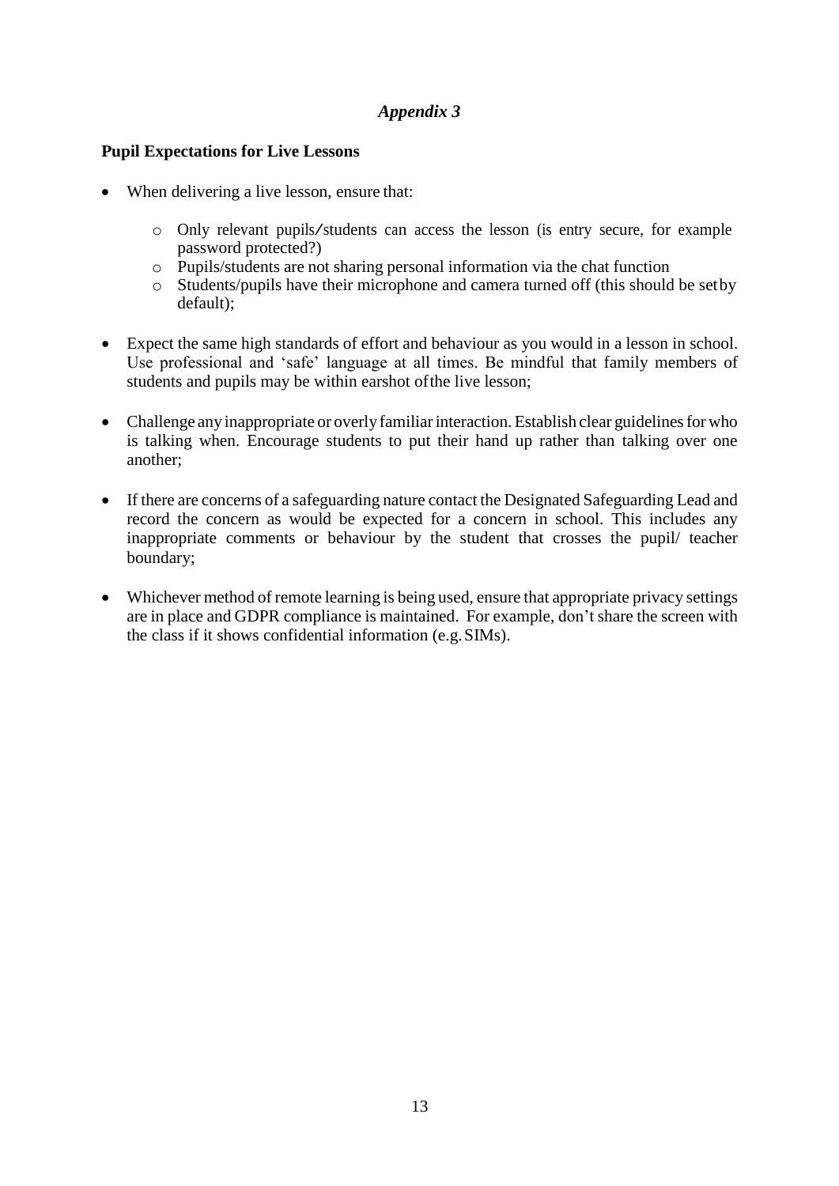*Appendix 3*

**Pupil Expectations for Live Lessons**

- When delivering a live lesson, ensure that:
  - Only relevant pupils/students can access the lesson (is entry secure, for example password protected?)
  - Pupils/students are not sharing personal information via the chat function
  - Students/pupils have their microphone and camera turned off (this should be set by default);

- Expect the same high standards of effort and behaviour as you would in a lesson in school. Use professional and 'safe' language at all times. Be mindful that family members of students and pupils may be within earshot of the live lesson;

- Challenge any inappropriate or overly familiar interaction. Establish clear guidelines for who is talking when. Encourage students to put their hand up rather than talking over one another;

- If there are concerns of a safeguarding nature contact the Designated Safeguarding Lead and record the concern as would be expected for a concern in school. This includes any inappropriate comments or behaviour by the student that crosses the pupil/ teacher boundary;

- Whichever method of remote learning is being used, ensure that appropriate privacy settings are in place and GDPR compliance is maintained. For example, don't share the screen with the class if it shows confidential information (e.g. SIMs).